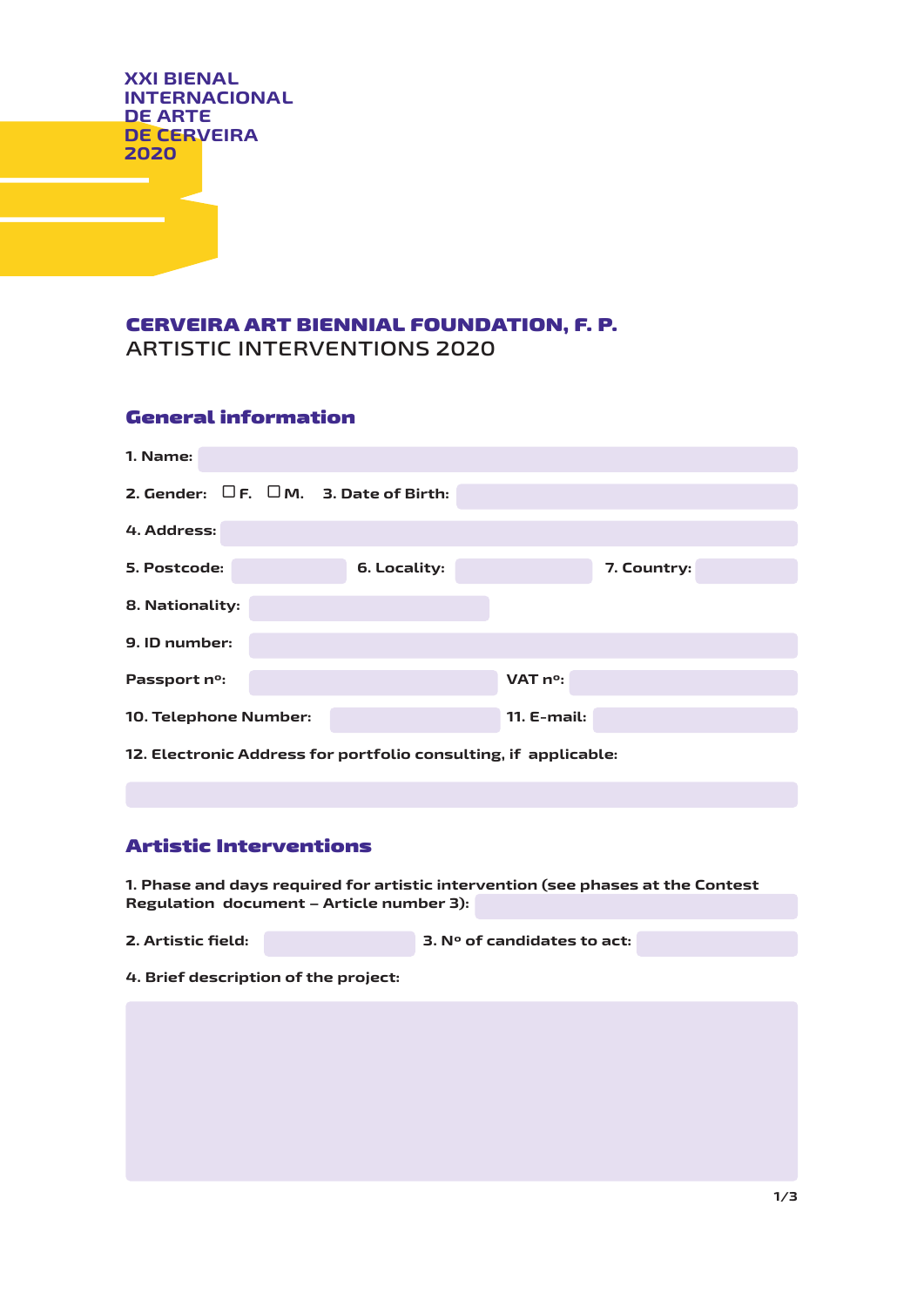XXI BIENAL
INTERNACIONAL
DE ARTE
DE CERVEIRA
2020

**CERVEIRA ART BIENNIAL FOUNDATION, F. P.**
ARTISTIC INTERVENTIONS 2020

## General information

**1. Name:**

**2. Gender:** ☐ **F.** ☐ **M.** **3. Date of Birth:**

**4. Address:**

**5. Postcode:** **6. Locality:** **7. Country:**

**8. Nationality:**

**9. ID number:**

**Passport nº:** **VAT nº:**

**10. Telephone Number:** **11. E-mail:**

**12. Electronic Address for portfolio consulting, if applicable:**

## Artistic Interventions

**1. Phase and days required for artistic intervention (see phases at the Contest Regulation document – Article number 3):**

**2. Artistic field:** **3. Nº of candidates to act:**

**4. Brief description of the project:**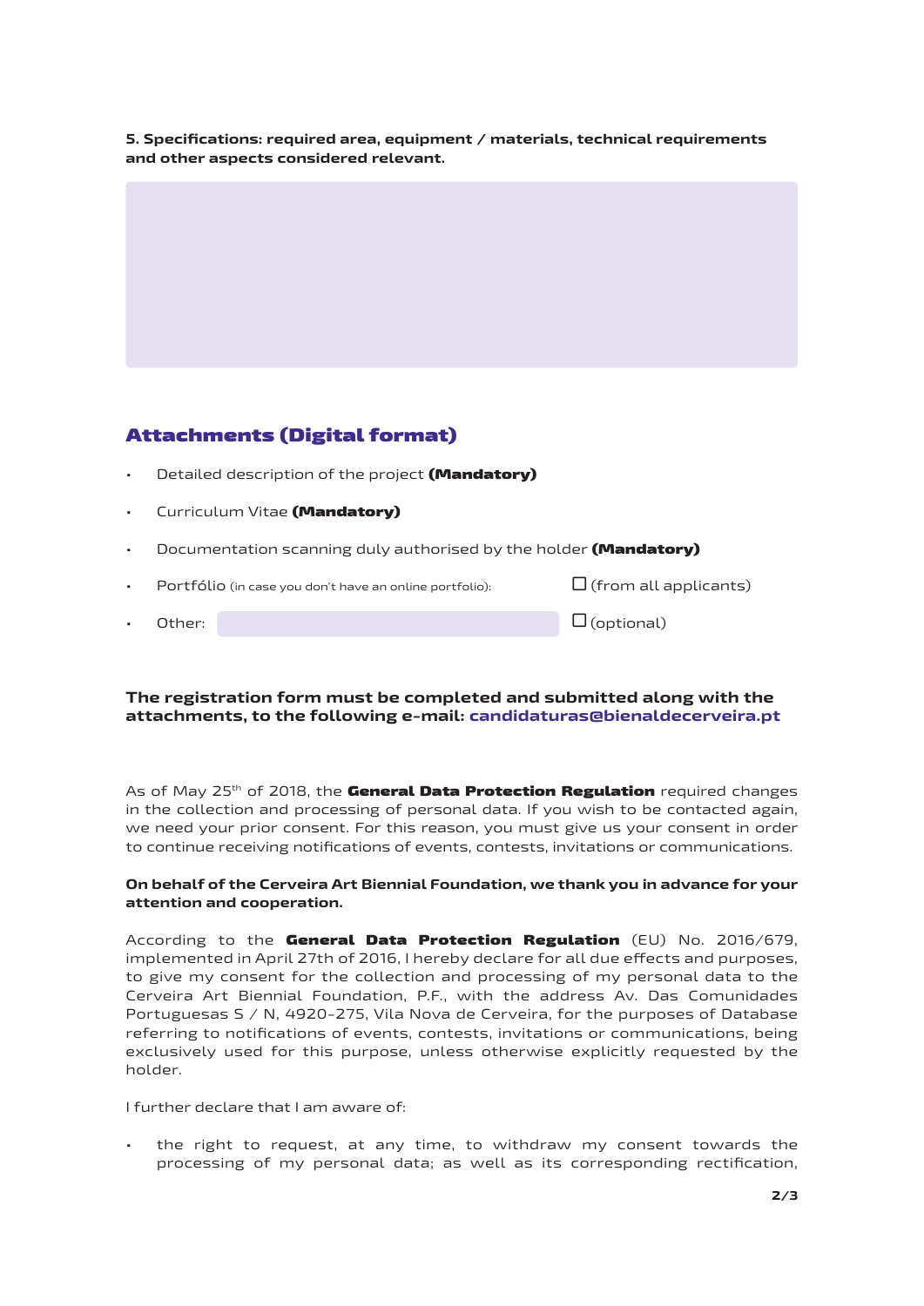**5. Specifications: required area, equipment / materials, technical requirements and other aspects considered relevant.**

## Attachments (Digital format)

- Detailed description of the project **(Mandatory)**
- Curriculum Vitae **(Mandatory)**
- Documentation scanning duly authorised by the holder **(Mandatory)**
- Portfólio (in case you don't have an online portfolio): ☐ (from all applicants)
- Other: ☐ (optional)

**The registration form must be completed and submitted along with the attachments, to the following e-mail: candidaturas@bienaldecerveira.pt**

As of May 25th of 2018, the **General Data Protection Regulation** required changes in the collection and processing of personal data. If you wish to be contacted again, we need your prior consent. For this reason, you must give us your consent in order to continue receiving notifications of events, contests, invitations or communications.

**On behalf of the Cerveira Art Biennial Foundation, we thank you in advance for your attention and cooperation.**

According to the **General Data Protection Regulation** (EU) No. 2016/679, implemented in April 27th of 2016, I hereby declare for all due effects and purposes, to give my consent for the collection and processing of my personal data to the Cerveira Art Biennial Foundation, P.F., with the address Av. Das Comunidades Portuguesas S / N, 4920-275, Vila Nova de Cerveira, for the purposes of Database referring to notifications of events, contests, invitations or communications, being exclusively used for this purpose, unless otherwise explicitly requested by the holder.

I further declare that I am aware of:

- the right to request, at any time, to withdraw my consent towards the processing of my personal data; as well as its corresponding rectification,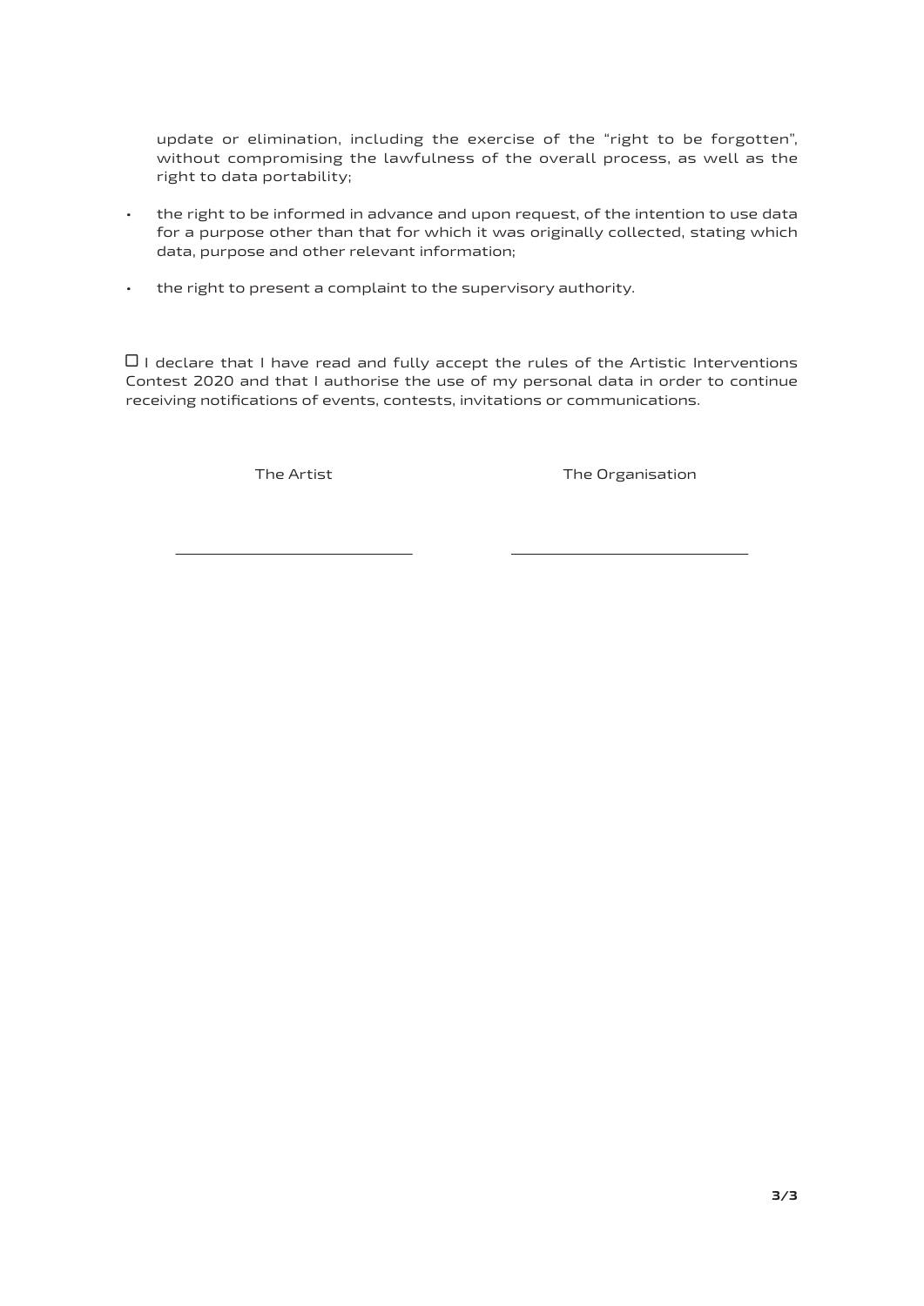update or elimination, including the exercise of the "right to be forgotten", without compromising the lawfulness of the overall process, as well as the right to data portability;

- the right to be informed in advance and upon request, of the intention to use data for a purpose other than that for which it was originally collected, stating which data, purpose and other relevant information;
- the right to present a complaint to the supervisory authority.

☐ I declare that I have read and fully accept the rules of the Artistic Interventions Contest 2020 and that I authorise the use of my personal data in order to continue receiving notifications of events, contests, invitations or communications.

The Artist

\_\_\_\_\_\_\_\_\_\_\_\_\_\_\_\_\_\_\_\_\_\_\_\_\_\_\_\_

The Organisation

\_\_\_\_\_\_\_\_\_\_\_\_\_\_\_\_\_\_\_\_\_\_\_\_\_\_\_\_